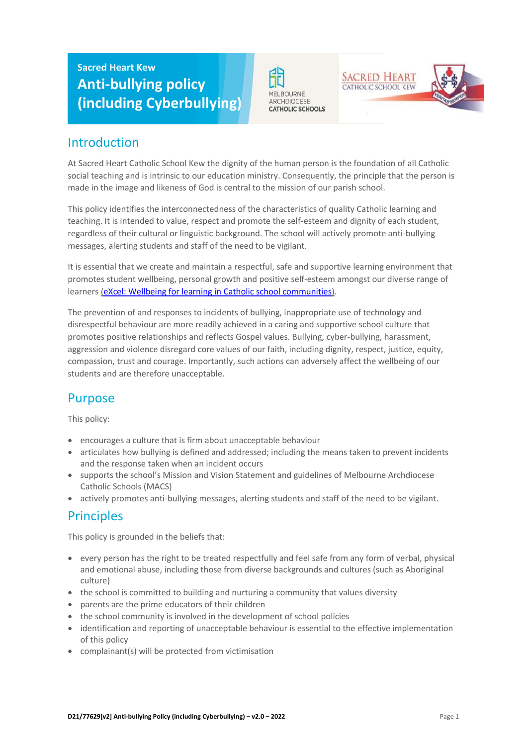Sacred Heart Kew

# Anti-bullying policy (including Cyberbullying)

## Introduction

At Sacred Heart Catholic School Kew the dignity of the human person is the foundation of all Catholic social teaching and is intrinsic to our education ministry. Consequently, the principle that the person is made in the image and likeness of God is central to the mission of our parish school.

This policy identifies the interconnectedness of the characteristics of quality Catholic learning and teaching. It is intended to value, respect and promote the self-esteem and dignity of each student, regardless of their cultural or linguistic background. The school will actively promote anti-bullying messages, alerting students and staff of the need to be vigilant.

It is essential that we create and maintain a respectful, safe and supportive learning environment that promotes student wellbeing, personal growth and positive self-esteem amongst our diverse range of learners (eXcel: Wellbeing for learning in Catholic school communities).

The prevention of and responses to incidents of bullying, inappropriate use of technology and disrespectful behaviour are more readily achieved in a caring and supportive school culture that promotes positive relationships and reflects Gospel values. Bullying, cyber-bullying, harassment, aggression and violence disregard core values of our faith, including dignity, respect, justice, equity, compassion, trust and courage. Importantly, such actions can adversely affect the wellbeing of our students and are therefore unacceptable.

## Purpose

This policy:

- encourages a culture that is firm about unacceptable behaviour
- articulates how bullying is defined and addressed; including the means taken to prevent incidents and the response taken when an incident occurs
- supports the school's Mission and Vision Statement and guidelines of Melbourne Archdiocese Catholic Schools (MACS)
- actively promotes anti-bullying messages, alerting students and staff of the need to be vigilant.

## Principles

This policy is grounded in the beliefs that:

- every person has the right to be treated respectfully and feel safe from any form of verbal, physical and emotional abuse, including those from diverse backgrounds and cultures (such as Aboriginal culture)
- the school is committed to building and nurturing a community that values diversity
- parents are the prime educators of their children
- the school community is involved in the development of school policies
- identification and reporting of unacceptable behaviour is essential to the effective implementation of this policy
- complainant(s) will be protected from victimisation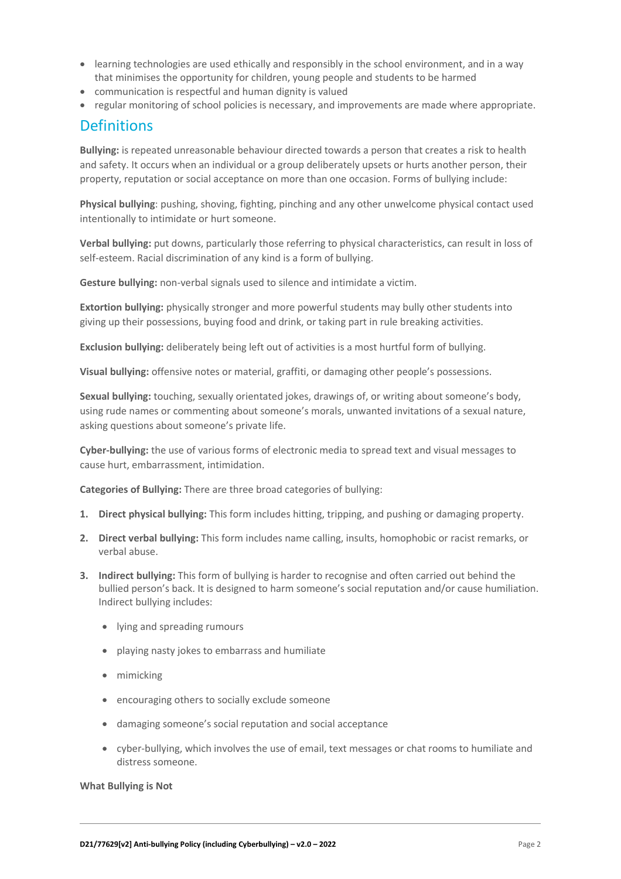- learning technologies are used ethically and responsibly in the school environment, and in a way that minimises the opportunity for children, young people and students to be harmed
- communication is respectful and human dignity is valued
- regular monitoring of school policies is necessary, and improvements are made where appropriate.

## Definitions

**Bullying:** is repeated unreasonable behaviour directed towards a person that creates a risk to health and safety. It occurs when an individual or a group deliberately upsets or hurts another person, their property, reputation or social acceptance on more than one occasion. Forms of bullying include:

**Physical bullying**: pushing, shoving, fighting, pinching and any other unwelcome physical contact used intentionally to intimidate or hurt someone.

**Verbal bullying:** put downs, particularly those referring to physical characteristics, can result in loss of self-esteem. Racial discrimination of any kind is a form of bullying.

**Gesture bullying:** non-verbal signals used to silence and intimidate a victim.

**Extortion bullying:** physically stronger and more powerful students may bully other students into giving up their possessions, buying food and drink, or taking part in rule breaking activities.

**Exclusion bullying:** deliberately being left out of activities is a most hurtful form of bullying.

**Visual bullying:** offensive notes or material, graffiti, or damaging other people's possessions.

**Sexual bullying:** touching, sexually orientated jokes, drawings of, or writing about someone's body, using rude names or commenting about someone's morals, unwanted invitations of a sexual nature, asking questions about someone's private life.

**Cyber-bullying:** the use of various forms of electronic media to spread text and visual messages to cause hurt, embarrassment, intimidation.

**Categories of Bullying:** There are three broad categories of bullying:

1. **Direct physical bullying:** This form includes hitting, tripping, and pushing or damaging property.
2. **Direct verbal bullying:** This form includes name calling, insults, homophobic or racist remarks, or verbal abuse.
3. **Indirect bullying:** This form of bullying is harder to recognise and often carried out behind the bullied person's back. It is designed to harm someone's social reputation and/or cause humiliation. Indirect bullying includes:
   - lying and spreading rumours
   - playing nasty jokes to embarrass and humiliate
   - mimicking
   - encouraging others to socially exclude someone
   - damaging someone's social reputation and social acceptance
   - cyber-bullying, which involves the use of email, text messages or chat rooms to humiliate and distress someone.

**What Bullying is Not**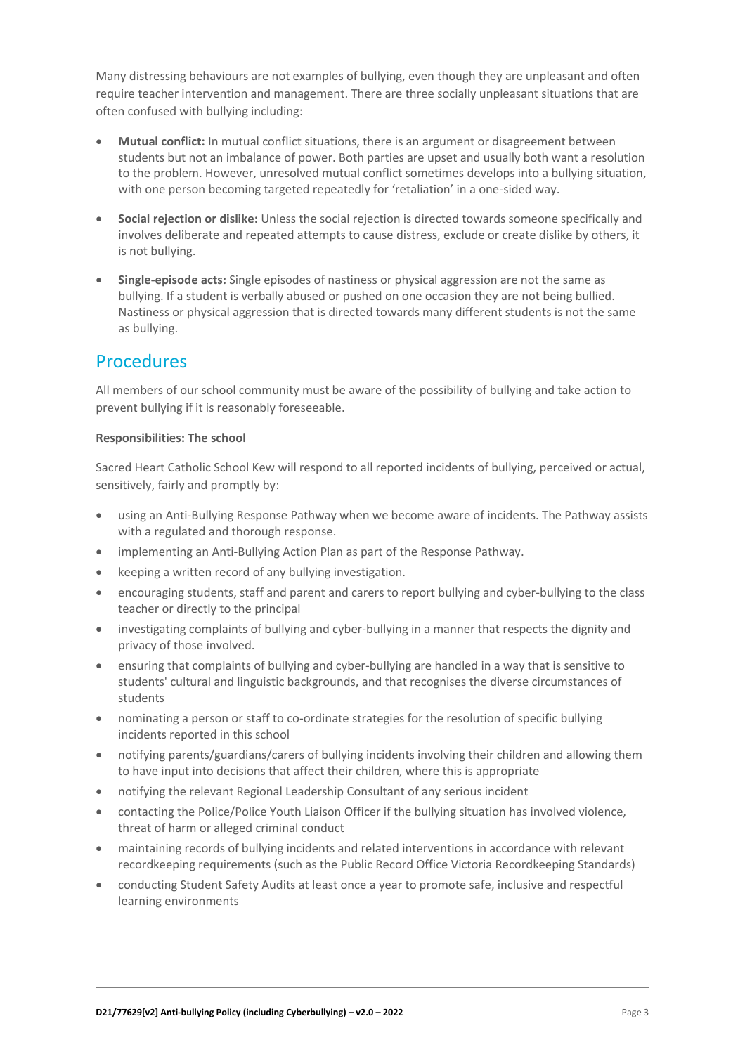Many distressing behaviours are not examples of bullying, even though they are unpleasant and often require teacher intervention and management. There are three socially unpleasant situations that are often confused with bullying including:

- **Mutual conflict:** In mutual conflict situations, there is an argument or disagreement between students but not an imbalance of power. Both parties are upset and usually both want a resolution to the problem. However, unresolved mutual conflict sometimes develops into a bullying situation, with one person becoming targeted repeatedly for 'retaliation' in a one-sided way.
- **Social rejection or dislike:** Unless the social rejection is directed towards someone specifically and involves deliberate and repeated attempts to cause distress, exclude or create dislike by others, it is not bullying.
- **Single-episode acts:** Single episodes of nastiness or physical aggression are not the same as bullying. If a student is verbally abused or pushed on one occasion they are not being bullied. Nastiness or physical aggression that is directed towards many different students is not the same as bullying.

## Procedures

All members of our school community must be aware of the possibility of bullying and take action to prevent bullying if it is reasonably foreseeable.

**Responsibilities: The school**

Sacred Heart Catholic School Kew will respond to all reported incidents of bullying, perceived or actual, sensitively, fairly and promptly by:

- using an Anti-Bullying Response Pathway when we become aware of incidents. The Pathway assists with a regulated and thorough response.
- implementing an Anti-Bullying Action Plan as part of the Response Pathway.
- keeping a written record of any bullying investigation.
- encouraging students, staff and parent and carers to report bullying and cyber-bullying to the class teacher or directly to the principal
- investigating complaints of bullying and cyber-bullying in a manner that respects the dignity and privacy of those involved.
- ensuring that complaints of bullying and cyber-bullying are handled in a way that is sensitive to students' cultural and linguistic backgrounds, and that recognises the diverse circumstances of students
- nominating a person or staff to co-ordinate strategies for the resolution of specific bullying incidents reported in this school
- notifying parents/guardians/carers of bullying incidents involving their children and allowing them to have input into decisions that affect their children, where this is appropriate
- notifying the relevant Regional Leadership Consultant of any serious incident
- contacting the Police/Police Youth Liaison Officer if the bullying situation has involved violence, threat of harm or alleged criminal conduct
- maintaining records of bullying incidents and related interventions in accordance with relevant recordkeeping requirements (such as the Public Record Office Victoria Recordkeeping Standards)
- conducting Student Safety Audits at least once a year to promote safe, inclusive and respectful learning environments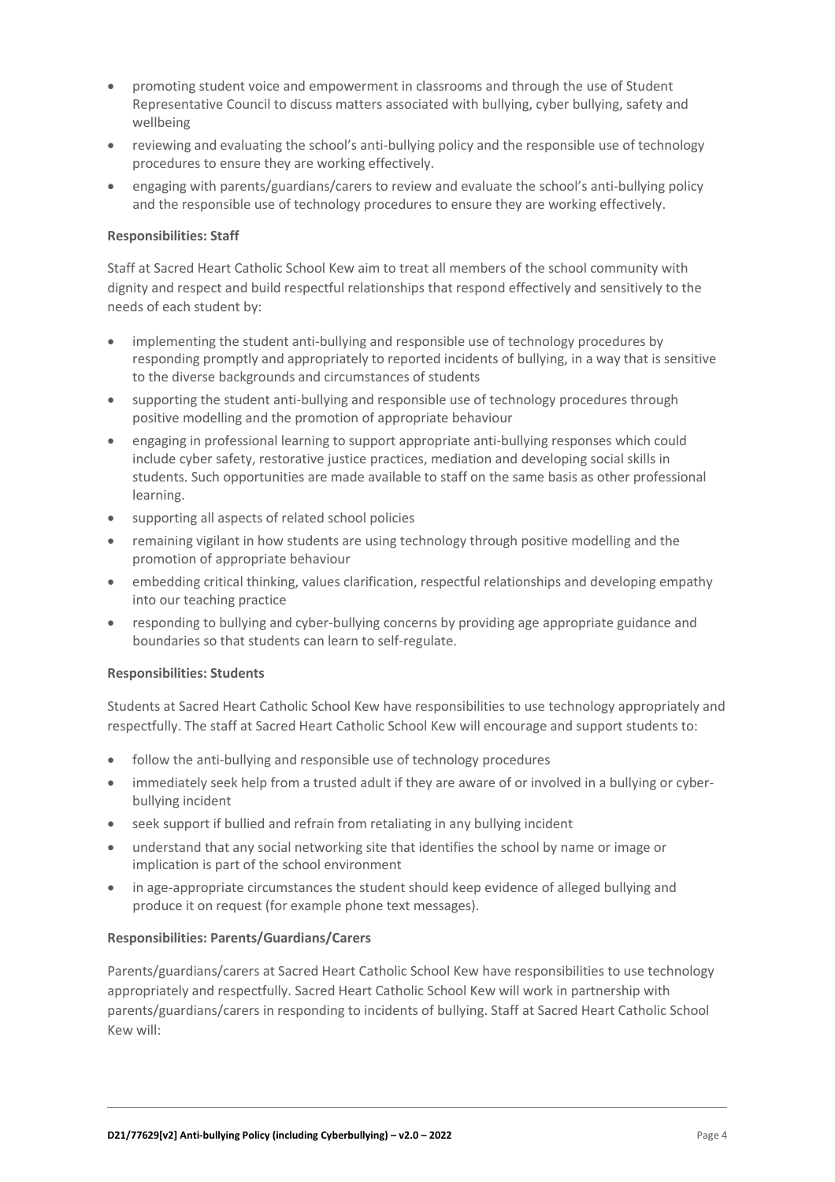- promoting student voice and empowerment in classrooms and through the use of Student Representative Council to discuss matters associated with bullying, cyber bullying, safety and wellbeing
- reviewing and evaluating the school's anti-bullying policy and the responsible use of technology procedures to ensure they are working effectively.
- engaging with parents/guardians/carers to review and evaluate the school's anti-bullying policy and the responsible use of technology procedures to ensure they are working effectively.

**Responsibilities: Staff**

Staff at Sacred Heart Catholic School Kew aim to treat all members of the school community with dignity and respect and build respectful relationships that respond effectively and sensitively to the needs of each student by:

- implementing the student anti-bullying and responsible use of technology procedures by responding promptly and appropriately to reported incidents of bullying, in a way that is sensitive to the diverse backgrounds and circumstances of students
- supporting the student anti-bullying and responsible use of technology procedures through positive modelling and the promotion of appropriate behaviour
- engaging in professional learning to support appropriate anti-bullying responses which could include cyber safety, restorative justice practices, mediation and developing social skills in students. Such opportunities are made available to staff on the same basis as other professional learning.
- supporting all aspects of related school policies
- remaining vigilant in how students are using technology through positive modelling and the promotion of appropriate behaviour
- embedding critical thinking, values clarification, respectful relationships and developing empathy into our teaching practice
- responding to bullying and cyber-bullying concerns by providing age appropriate guidance and boundaries so that students can learn to self-regulate.

**Responsibilities: Students**

Students at Sacred Heart Catholic School Kew have responsibilities to use technology appropriately and respectfully. The staff at Sacred Heart Catholic School Kew will encourage and support students to:

- follow the anti-bullying and responsible use of technology procedures
- immediately seek help from a trusted adult if they are aware of or involved in a bullying or cyber-bullying incident
- seek support if bullied and refrain from retaliating in any bullying incident
- understand that any social networking site that identifies the school by name or image or implication is part of the school environment
- in age-appropriate circumstances the student should keep evidence of alleged bullying and produce it on request (for example phone text messages).

**Responsibilities: Parents/Guardians/Carers**

Parents/guardians/carers at Sacred Heart Catholic School Kew have responsibilities to use technology appropriately and respectfully. Sacred Heart Catholic School Kew will work in partnership with parents/guardians/carers in responding to incidents of bullying. Staff at Sacred Heart Catholic School Kew will: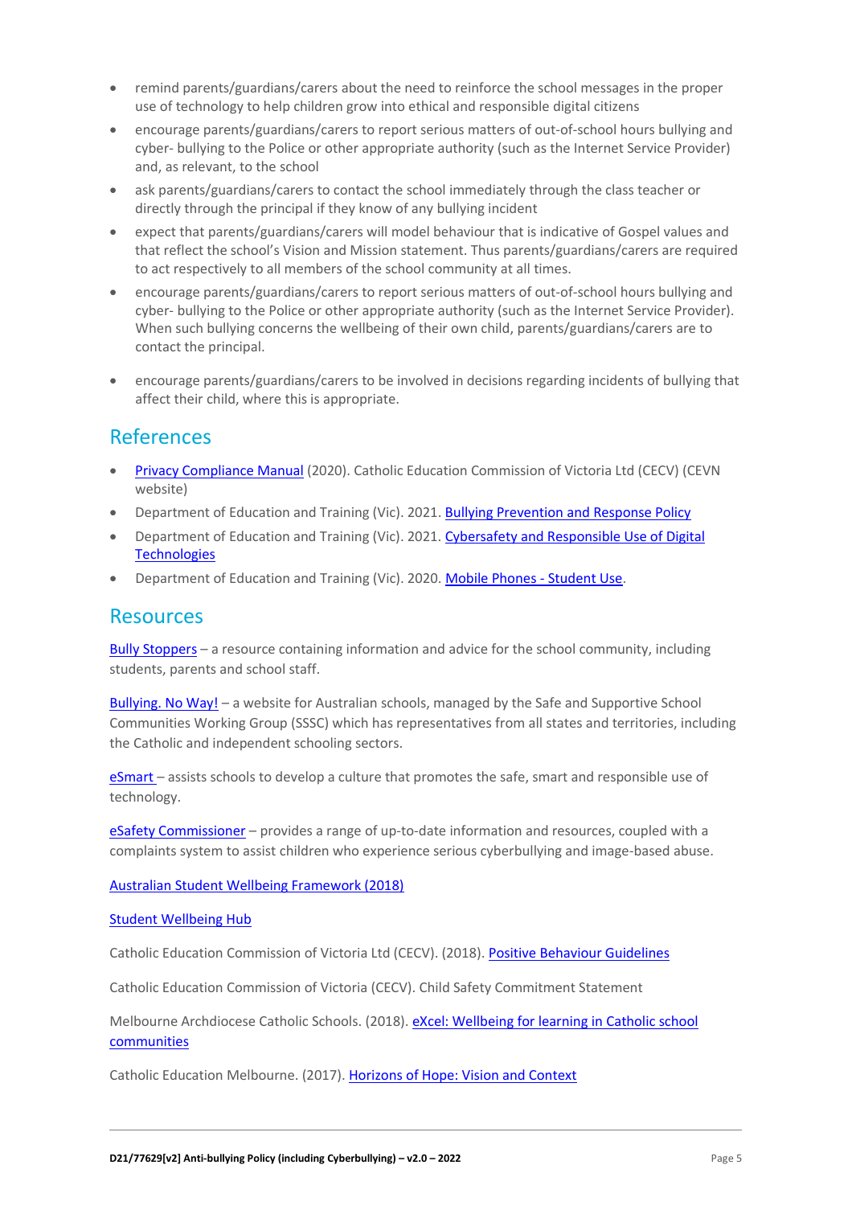- remind parents/guardians/carers about the need to reinforce the school messages in the proper use of technology to help children grow into ethical and responsible digital citizens
- encourage parents/guardians/carers to report serious matters of out-of-school hours bullying and cyber- bullying to the Police or other appropriate authority (such as the Internet Service Provider) and, as relevant, to the school
- ask parents/guardians/carers to contact the school immediately through the class teacher or directly through the principal if they know of any bullying incident
- expect that parents/guardians/carers will model behaviour that is indicative of Gospel values and that reflect the school's Vision and Mission statement. Thus parents/guardians/carers are required to act respectively to all members of the school community at all times.
- encourage parents/guardians/carers to report serious matters of out-of-school hours bullying and cyber- bullying to the Police or other appropriate authority (such as the Internet Service Provider). When such bullying concerns the wellbeing of their own child, parents/guardians/carers are to contact the principal.
- encourage parents/guardians/carers to be involved in decisions regarding incidents of bullying that affect their child, where this is appropriate.

## References

- Privacy Compliance Manual (2020). Catholic Education Commission of Victoria Ltd (CECV) (CEVN website)
- Department of Education and Training (Vic). 2021. Bullying Prevention and Response Policy
- Department of Education and Training (Vic). 2021. Cybersafety and Responsible Use of Digital Technologies
- Department of Education and Training (Vic). 2020. Mobile Phones - Student Use.

## Resources

Bully Stoppers – a resource containing information and advice for the school community, including students, parents and school staff.

Bullying. No Way! – a website for Australian schools, managed by the Safe and Supportive School Communities Working Group (SSSC) which has representatives from all states and territories, including the Catholic and independent schooling sectors.

eSmart – assists schools to develop a culture that promotes the safe, smart and responsible use of technology.

eSafety Commissioner – provides a range of up-to-date information and resources, coupled with a complaints system to assist children who experience serious cyberbullying and image-based abuse.

Australian Student Wellbeing Framework (2018)

Student Wellbeing Hub

Catholic Education Commission of Victoria Ltd (CECV). (2018). Positive Behaviour Guidelines

Catholic Education Commission of Victoria (CECV). Child Safety Commitment Statement

Melbourne Archdiocese Catholic Schools. (2018). eXcel: Wellbeing for learning in Catholic school communities

Catholic Education Melbourne. (2017). Horizons of Hope: Vision and Context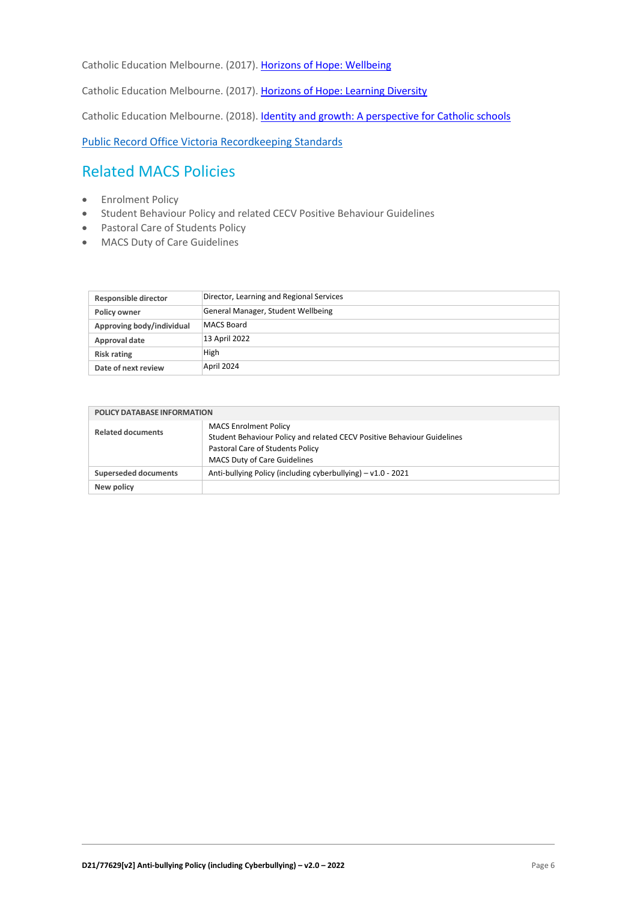Catholic Education Melbourne. (2017). Horizons of Hope: Wellbeing

Catholic Education Melbourne. (2017). Horizons of Hope: Learning Diversity

Catholic Education Melbourne. (2018). Identity and growth: A perspective for Catholic schools

Public Record Office Victoria Recordkeeping Standards

## Related MACS Policies

- Enrolment Policy
- Student Behaviour Policy and related CECV Positive Behaviour Guidelines
- Pastoral Care of Students Policy
- MACS Duty of Care Guidelines

| | |
|---|---|
| **Responsible director** | Director, Learning and Regional Services |
| **Policy owner** | General Manager, Student Wellbeing |
| **Approving body/individual** | MACS Board |
| **Approval date** | 13 April 2022 |
| **Risk rating** | High |
| **Date of next review** | April 2024 |

| **POLICY DATABASE INFORMATION** | |
|---|---|
| **Related documents** | MACS Enrolment Policy<br>Student Behaviour Policy and related CECV Positive Behaviour Guidelines<br>Pastoral Care of Students Policy<br>MACS Duty of Care Guidelines |
| **Superseded documents** | Anti-bullying Policy (including cyberbullying) – v1.0 - 2021 |
| **New policy** | |